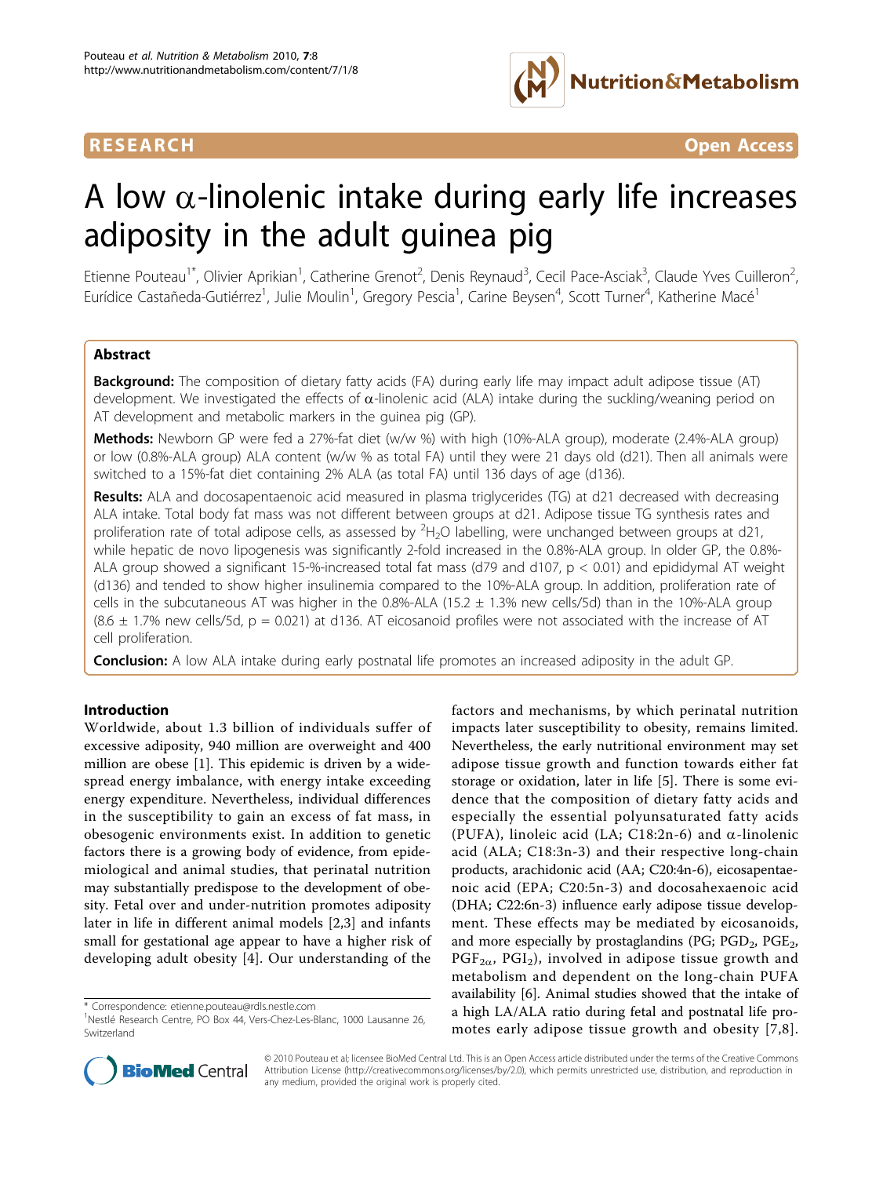RESEARCH **Open Access**

# A low α-linolenic intake during early life increases adiposity in the adult guinea pig

Etienne Pouteau[1*], Olivier Aprikian[1], Catherine Grenot[2], Denis Reynaud[3], Cecil Pace-Asciak[3], Claude Yves Cuilleron[2], Eurídice Castañeda-Gutiérrez[1], Julie Moulin[1], Gregory Pescia[1], Carine Beysen[4], Scott Turner[4], Katherine Macé[1]

## Abstract

**Background:** The composition of dietary fatty acids (FA) during early life may impact adult adipose tissue (AT) development. We investigated the effects of α-linolenic acid (ALA) intake during the suckling/weaning period on AT development and metabolic markers in the guinea pig (GP).

**Methods:** Newborn GP were fed a 27%-fat diet (w/w %) with high (10%-ALA group), moderate (2.4%-ALA group) or low (0.8%-ALA group) ALA content (w/w % as total FA) until they were 21 days old (d21). Then all animals were switched to a 15%-fat diet containing 2% ALA (as total FA) until 136 days of age (d136).

**Results:** ALA and docosapentaenoic acid measured in plasma triglycerides (TG) at d21 decreased with decreasing ALA intake. Total body fat mass was not different between groups at d21. Adipose tissue TG synthesis rates and proliferation rate of total adipose cells, as assessed by $^2H_2O$ labelling, were unchanged between groups at d21, while hepatic de novo lipogenesis was significantly 2-fold increased in the 0.8%-ALA group. In older GP, the 0.8%-ALA group showed a significant 15-%-increased total fat mass (d79 and d107, $p < 0.01$) and epididymal AT weight (d136) and tended to show higher insulinemia compared to the 10%-ALA group. In addition, proliferation rate of cells in the subcutaneous AT was higher in the 0.8%-ALA (15.2 ± 1.3% new cells/5d) than in the 10%-ALA group (8.6 ± 1.7% new cells/5d, $p = 0.021$) at d136. AT eicosanoid profiles were not associated with the increase of AT cell proliferation.

**Conclusion:** A low ALA intake during early postnatal life promotes an increased adiposity in the adult GP.

## Introduction

Worldwide, about 1.3 billion of individuals suffer of excessive adiposity, 940 million are overweight and 400 million are obese [1]. This epidemic is driven by a widespread energy imbalance, with energy intake exceeding energy expenditure. Nevertheless, individual differences in the susceptibility to gain an excess of fat mass, in obesogenic environments exist. In addition to genetic factors there is a growing body of evidence, from epidemiological and animal studies, that perinatal nutrition may substantially predispose to the development of obesity. Fetal over and under-nutrition promotes adiposity later in life in different animal models [2,3] and infants small for gestational age appear to have a higher risk of developing adult obesity [4]. Our understanding of the factors and mechanisms, by which perinatal nutrition impacts later susceptibility to obesity, remains limited. Nevertheless, the early nutritional environment may set adipose tissue growth and function towards either fat storage or oxidation, later in life [5]. There is some evidence that the composition of dietary fatty acids and especially the essential polyunsaturated fatty acids (PUFA), linoleic acid (LA; C18:2n-6) and α-linolenic acid (ALA; C18:3n-3) and their respective long-chain products, arachidonic acid (AA; C20:4n-6), eicosapentaenoic acid (EPA; C20:5n-3) and docosahexaenoic acid (DHA; C22:6n-3) influence early adipose tissue development. These effects may be mediated by eicosanoids, and more especially by prostaglandins (PG; $PGD_2$, $PGE_2$, $PGF_{2\alpha}$, $PGI_2$), involved in adipose tissue growth and metabolism and dependent on the long-chain PUFA availability [6]. Animal studies showed that the intake of a high LA/ALA ratio during fetal and postnatal life promotes early adipose tissue growth and obesity [7,8].

\* Correspondence: etienne.pouteau@rdls.nestle.com
[1]Nestlé Research Centre, PO Box 44, Vers-Chez-Les-Blanc, 1000 Lausanne 26, Switzerland

© 2010 Pouteau et al; licensee BioMed Central Ltd. This is an Open Access article distributed under the terms of the Creative Commons Attribution License (http://creativecommons.org/licenses/by/2.0), which permits unrestricted use, distribution, and reproduction in any medium, provided the original work is properly cited.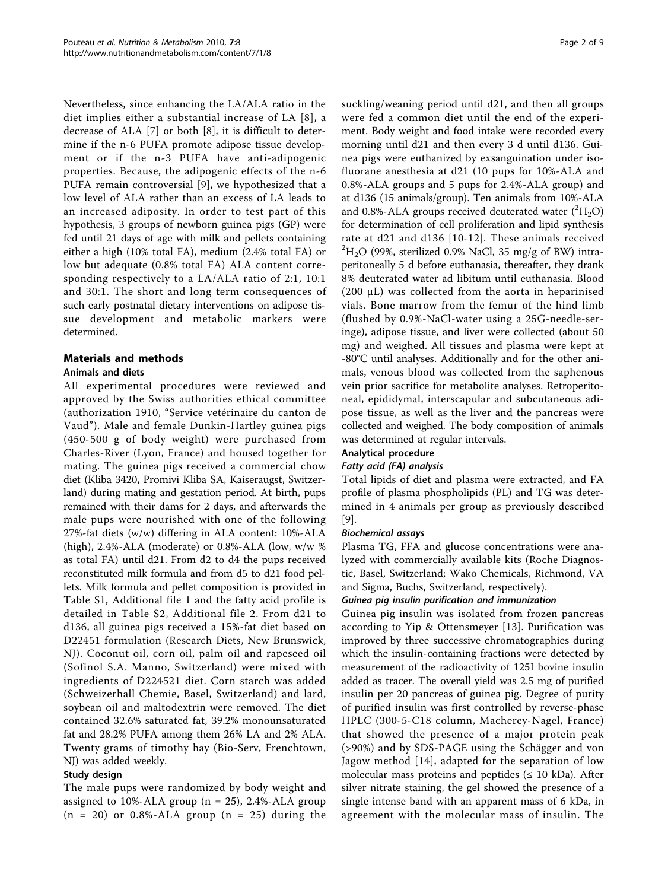Nevertheless, since enhancing the LA/ALA ratio in the diet implies either a substantial increase of LA [8], a decrease of ALA [7] or both [8], it is difficult to determine if the n-6 PUFA promote adipose tissue development or if the n-3 PUFA have anti-adipogenic properties. Because, the adipogenic effects of the n-6 PUFA remain controversial [9], we hypothesized that a low level of ALA rather than an excess of LA leads to an increased adiposity. In order to test part of this hypothesis, 3 groups of newborn guinea pigs (GP) were fed until 21 days of age with milk and pellets containing either a high (10% total FA), medium (2.4% total FA) or low but adequate (0.8% total FA) ALA content corresponding respectively to a LA/ALA ratio of 2:1, 10:1 and 30:1. The short and long term consequences of such early postnatal dietary interventions on adipose tissue development and metabolic markers were determined.

## Materials and methods

### Animals and diets

All experimental procedures were reviewed and approved by the Swiss authorities ethical committee (authorization 1910, "Service vetérinaire du canton de Vaud"). Male and female Dunkin-Hartley guinea pigs (450-500 g of body weight) were purchased from Charles-River (Lyon, France) and housed together for mating. The guinea pigs received a commercial chow diet (Kliba 3420, Promivi Kliba SA, Kaiseraugst, Switzerland) during mating and gestation period. At birth, pups remained with their dams for 2 days, and afterwards the male pups were nourished with one of the following 27%-fat diets (w/w) differing in ALA content: 10%-ALA (high), 2.4%-ALA (moderate) or 0.8%-ALA (low, w/w % as total FA) until d21. From d2 to d4 the pups received reconstituted milk formula and from d5 to d21 food pellets. Milk formula and pellet composition is provided in Table S1, Additional file 1 and the fatty acid profile is detailed in Table S2, Additional file 2. From d21 to d136, all guinea pigs received a 15%-fat diet based on D22451 formulation (Research Diets, New Brunswick, NJ). Coconut oil, corn oil, palm oil and rapeseed oil (Sofinol S.A. Manno, Switzerland) were mixed with ingredients of D224521 diet. Corn starch was added (Schweizerhall Chemie, Basel, Switzerland) and lard, soybean oil and maltodextrin were removed. The diet contained 32.6% saturated fat, 39.2% monounsaturated fat and 28.2% PUFA among them 26% LA and 2% ALA. Twenty grams of timothy hay (Bio-Serv, Frenchtown, NJ) was added weekly.

### Study design

The male pups were randomized by body weight and assigned to 10%-ALA group (n = 25), 2.4%-ALA group (n = 20) or 0.8%-ALA group (n = 25) during the suckling/weaning period until d21, and then all groups were fed a common diet until the end of the experiment. Body weight and food intake were recorded every morning until d21 and then every 3 d until d136. Guinea pigs were euthanized by exsanguination under isofluorane anesthesia at d21 (10 pups for 10%-ALA and 0.8%-ALA groups and 5 pups for 2.4%-ALA group) and at d136 (15 animals/group). Ten animals from 10%-ALA and 0.8%-ALA groups received deuterated water ($^2H_2O$) for determination of cell proliferation and lipid synthesis rate at d21 and d136 [10-12]. These animals received $^2H_2O$ (99%, sterilized 0.9% NaCl, 35 mg/g of BW) intraperitoneally 5 d before euthanasia, thereafter, they drank 8% deuterated water ad libitum until euthanasia. Blood (200 μL) was collected from the aorta in heparinised vials. Bone marrow from the femur of the hind limb (flushed by 0.9%-NaCl-water using a 25G-needle-seringe), adipose tissue, and liver were collected (about 50 mg) and weighed. All tissues and plasma were kept at -80°C until analyses. Additionally and for the other animals, venous blood was collected from the saphenous vein prior sacrifice for metabolite analyses. Retroperitoneal, epididymal, interscapular and subcutaneous adipose tissue, as well as the liver and the pancreas were collected and weighed. The body composition of animals was determined at regular intervals.

### Analytical procedure

#### *Fatty acid (FA) analysis*

Total lipids of diet and plasma were extracted, and FA profile of plasma phospholipids (PL) and TG was determined in 4 animals per group as previously described [9].

#### *Biochemical assays*

Plasma TG, FFA and glucose concentrations were analyzed with commercially available kits (Roche Diagnostic, Basel, Switzerland; Wako Chemicals, Richmond, VA and Sigma, Buchs, Switzerland, respectively).

#### *Guinea pig insulin purification and immunization*

Guinea pig insulin was isolated from frozen pancreas according to Yip & Ottensmeyer [13]. Purification was improved by three successive chromatographies during which the insulin-containing fractions were detected by measurement of the radioactivity of 125I bovine insulin added as tracer. The overall yield was 2.5 mg of purified insulin per 20 pancreas of guinea pig. Degree of purity of purified insulin was first controlled by reverse-phase HPLC (300-5-C18 column, Macherey-Nagel, France) that showed the presence of a major protein peak (>90%) and by SDS-PAGE using the Schägger and von Jagow method [14], adapted for the separation of low molecular mass proteins and peptides (≤ 10 kDa). After silver nitrate staining, the gel showed the presence of a single intense band with an apparent mass of 6 kDa, in agreement with the molecular mass of insulin. The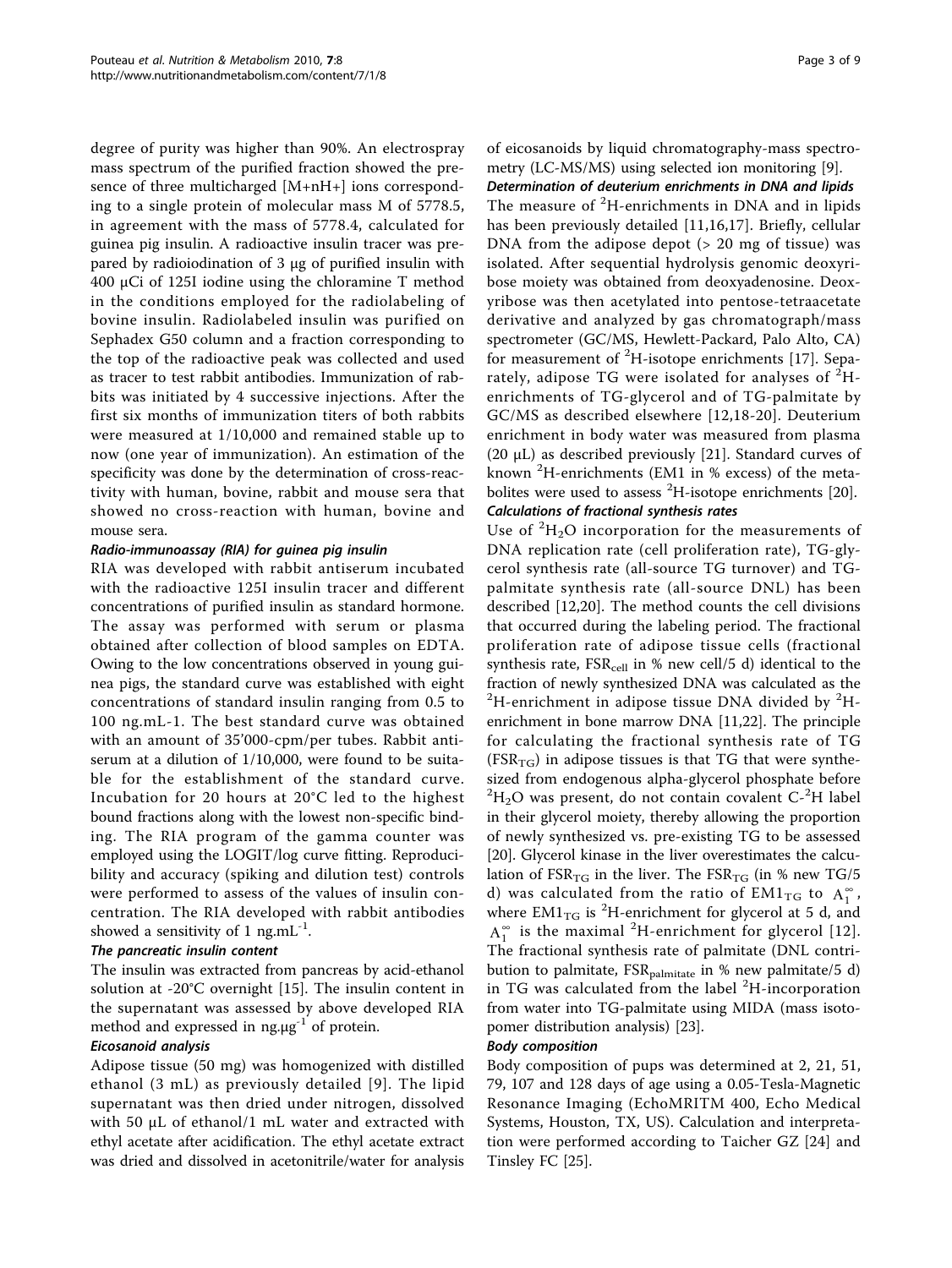degree of purity was higher than 90%. An electrospray mass spectrum of the purified fraction showed the presence of three multicharged [M+nH+] ions corresponding to a single protein of molecular mass M of 5778.5, in agreement with the mass of 5778.4, calculated for guinea pig insulin. A radioactive insulin tracer was prepared by radioiodination of 3 μg of purified insulin with 400 μCi of 125I iodine using the chloramine T method in the conditions employed for the radiolabeling of bovine insulin. Radiolabeled insulin was purified on Sephadex G50 column and a fraction corresponding to the top of the radioactive peak was collected and used as tracer to test rabbit antibodies. Immunization of rabbits was initiated by 4 successive injections. After the first six months of immunization titers of both rabbits were measured at 1/10,000 and remained stable up to now (one year of immunization). An estimation of the specificity was done by the determination of cross-reactivity with human, bovine, rabbit and mouse sera that showed no cross-reaction with human, bovine and mouse sera.

#### Radio-immunoassay (RIA) for guinea pig insulin

RIA was developed with rabbit antiserum incubated with the radioactive 125I insulin tracer and different concentrations of purified insulin as standard hormone. The assay was performed with serum or plasma obtained after collection of blood samples on EDTA. Owing to the low concentrations observed in young guinea pigs, the standard curve was established with eight concentrations of standard insulin ranging from 0.5 to 100 ng.mL-1. The best standard curve was obtained with an amount of 35'000-cpm/per tubes. Rabbit antiserum at a dilution of 1/10,000, were found to be suitable for the establishment of the standard curve. Incubation for 20 hours at 20°C led to the highest bound fractions along with the lowest non-specific binding. The RIA program of the gamma counter was employed using the LOGIT/log curve fitting. Reproducibility and accuracy (spiking and dilution test) controls were performed to assess of the values of insulin concentration. The RIA developed with rabbit antibodies showed a sensitivity of 1 $ng.mL^{-1}$.

#### The pancreatic insulin content

The insulin was extracted from pancreas by acid-ethanol solution at -20°C overnight [15]. The insulin content in the supernatant was assessed by above developed RIA method and expressed in $ng.\mu g^{-1}$ of protein.

#### Eicosanoid analysis

Adipose tissue (50 mg) was homogenized with distilled ethanol (3 mL) as previously detailed [9]. The lipid supernatant was then dried under nitrogen, dissolved with 50 μL of ethanol/1 mL water and extracted with ethyl acetate after acidification. The ethyl acetate extract was dried and dissolved in acetonitrile/water for analysis of eicosanoids by liquid chromatography-mass spectrometry (LC-MS/MS) using selected ion monitoring [9].

#### Determination of deuterium enrichments in DNA and lipids

The measure of $^2H$-enrichments in DNA and in lipids has been previously detailed [11,16,17]. Briefly, cellular DNA from the adipose depot (> 20 mg of tissue) was isolated. After sequential hydrolysis genomic deoxyribose moiety was obtained from deoxyadenosine. Deoxyribose was then acetylated into pentose-tetraacetate derivative and analyzed by gas chromatograph/mass spectrometer (GC/MS, Hewlett-Packard, Palo Alto, CA) for measurement of $^2H$-isotope enrichments [17]. Separately, adipose TG were isolated for analyses of $^2H$-enrichments of TG-glycerol and of TG-palmitate by GC/MS as described elsewhere [12,18-20]. Deuterium enrichment in body water was measured from plasma (20 μL) as described previously [21]. Standard curves of known $^2H$-enrichments (EM1 in % excess) of the metabolites were used to assess $^2H$-isotope enrichments [20].

#### Calculations of fractional synthesis rates

Use of $^2H_2O$ incorporation for the measurements of DNA replication rate (cell proliferation rate), TG-glycerol synthesis rate (all-source TG turnover) and TG-palmitate synthesis rate (all-source DNL) has been described [12,20]. The method counts the cell divisions that occurred during the labeling period. The fractional proliferation rate of adipose tissue cells (fractional synthesis rate, $FSR_{cell}$ in % new cell/5 d) identical to the fraction of newly synthesized DNA was calculated as the $^2H$-enrichment in adipose tissue DNA divided by $^2H$-enrichment in bone marrow DNA [11,22]. The principle for calculating the fractional synthesis rate of TG ($FSR_{TG}$) in adipose tissues is that TG that were synthesized from endogenous alpha-glycerol phosphate before $^2H_2O$ was present, do not contain covalent C-$^2H$ label in their glycerol moiety, thereby allowing the proportion of newly synthesized vs. pre-existing TG to be assessed [20]. Glycerol kinase in the liver overestimates the calculation of $FSR_{TG}$ in the liver. The $FSR_{TG}$ (in % new TG/5 d) was calculated from the ratio of $EM1_{TG}$ to $A_1^\infty$, where $EM1_{TG}$ is $^2H$-enrichment for glycerol at 5 d, and $A_1^\infty$ is the maximal $^2H$-enrichment for glycerol [12]. The fractional synthesis rate of palmitate (DNL contribution to palmitate, $FSR_{palmitate}$ in % new palmitate/5 d) in TG was calculated from the label $^2H$-incorporation from water into TG-palmitate using MIDA (mass isotopomer distribution analysis) [23].

#### Body composition

Body composition of pups was determined at 2, 21, 51, 79, 107 and 128 days of age using a 0.05-Tesla-Magnetic Resonance Imaging (EchoMRITM 400, Echo Medical Systems, Houston, TX, US). Calculation and interpretation were performed according to Taicher GZ [24] and Tinsley FC [25].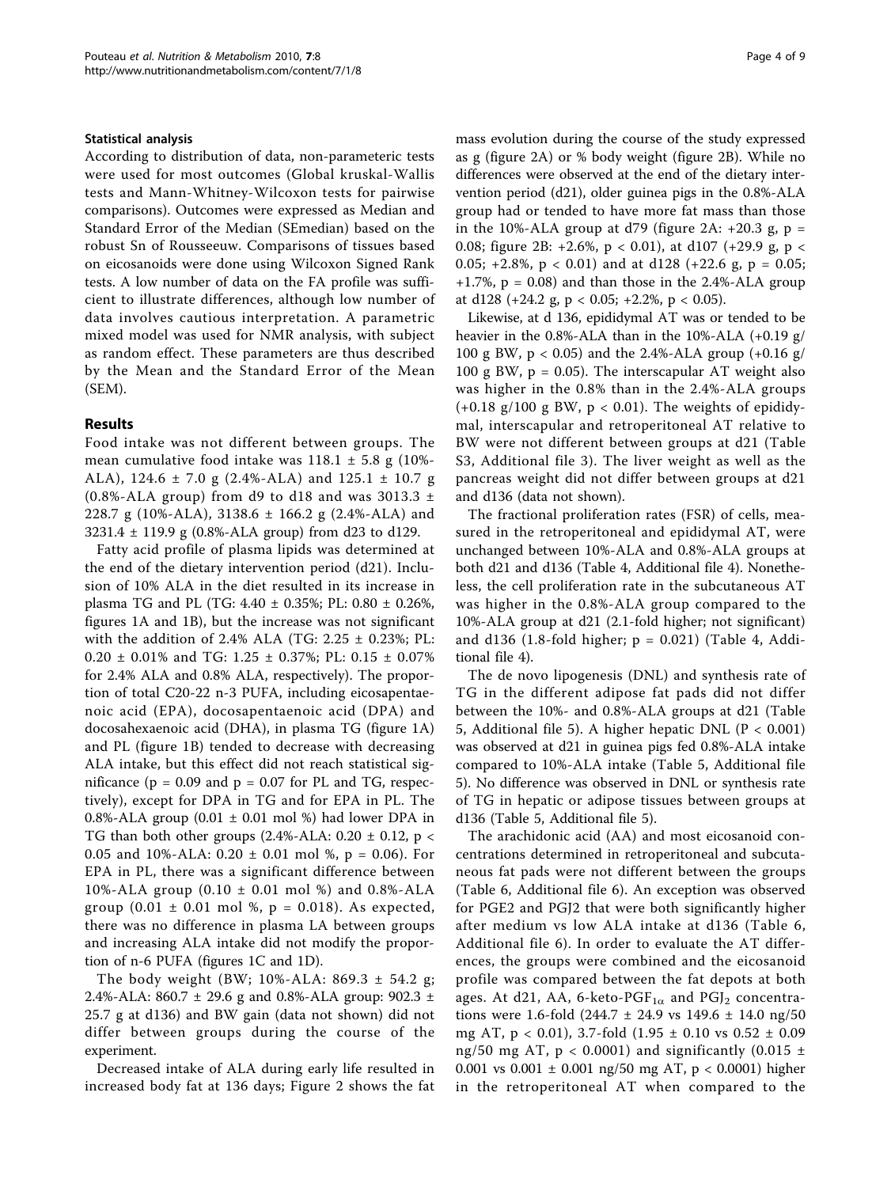### Statistical analysis

According to distribution of data, non-parameteric tests were used for most outcomes (Global kruskal-Wallis tests and Mann-Whitney-Wilcoxon tests for pairwise comparisons). Outcomes were expressed as Median and Standard Error of the Median (SEmedian) based on the robust Sn of Rousseeuw. Comparisons of tissues based on eicosanoids were done using Wilcoxon Signed Rank tests. A low number of data on the FA profile was sufficient to illustrate differences, although low number of data involves cautious interpretation. A parametric mixed model was used for NMR analysis, with subject as random effect. These parameters are thus described by the Mean and the Standard Error of the Mean (SEM).

## Results

Food intake was not different between groups. The mean cumulative food intake was 118.1 ± 5.8 g (10%-ALA), 124.6 ± 7.0 g (2.4%-ALA) and 125.1 ± 10.7 g (0.8%-ALA group) from d9 to d18 and was 3013.3 ± 228.7 g (10%-ALA), 3138.6 ± 166.2 g (2.4%-ALA) and 3231.4 ± 119.9 g (0.8%-ALA group) from d23 to d129.

Fatty acid profile of plasma lipids was determined at the end of the dietary intervention period (d21). Inclusion of 10% ALA in the diet resulted in its increase in plasma TG and PL (TG: 4.40 ± 0.35%; PL: 0.80 ± 0.26%, figures 1A and 1B), but the increase was not significant with the addition of 2.4% ALA (TG: 2.25 ± 0.23%; PL: 0.20 ± 0.01% and TG: 1.25 ± 0.37%; PL: 0.15 ± 0.07% for 2.4% ALA and 0.8% ALA, respectively). The proportion of total C20-22 n-3 PUFA, including eicosapentaenoic acid (EPA), docosapentaenoic acid (DPA) and docosahexaenoic acid (DHA), in plasma TG (figure 1A) and PL (figure 1B) tended to decrease with decreasing ALA intake, but this effect did not reach statistical significance ($p = 0.09$ and $p = 0.07$ for PL and TG, respectively), except for DPA in TG and for EPA in PL. The 0.8%-ALA group (0.01 ± 0.01 mol %) had lower DPA in TG than both other groups (2.4%-ALA: 0.20 ± 0.12, $p < 0.05$ and 10%-ALA: 0.20 ± 0.01 mol %, $p = 0.06$). For EPA in PL, there was a significant difference between 10%-ALA group (0.10 ± 0.01 mol %) and 0.8%-ALA group (0.01 ± 0.01 mol %, $p = 0.018$). As expected, there was no difference in plasma LA between groups and increasing ALA intake did not modify the proportion of n-6 PUFA (figures 1C and 1D).

The body weight (BW; 10%-ALA: 869.3 ± 54.2 g; 2.4%-ALA: 860.7 ± 29.6 g and 0.8%-ALA group: 902.3 ± 25.7 g at d136) and BW gain (data not shown) did not differ between groups during the course of the experiment.

Decreased intake of ALA during early life resulted in increased body fat at 136 days; Figure 2 shows the fat mass evolution during the course of the study expressed as g (figure 2A) or % body weight (figure 2B). While no differences were observed at the end of the dietary intervention period (d21), older guinea pigs in the 0.8%-ALA group had or tended to have more fat mass than those in the 10%-ALA group at d79 (figure 2A: +20.3 g, $p = 0.08$; figure 2B: +2.6%, $p < 0.01$), at d107 (+29.9 g, $p < 0.05$; +2.8%, $p < 0.01$) and at d128 (+22.6 g, $p = 0.05$; +1.7%, $p = 0.08$) and than those in the 2.4%-ALA group at d128 (+24.2 g, $p < 0.05$; +2.2%, $p < 0.05$).

Likewise, at d 136, epididymal AT was or tended to be heavier in the 0.8%-ALA than in the 10%-ALA (+0.19 g/100 g BW, $p < 0.05$) and the 2.4%-ALA group (+0.16 g/100 g BW, $p = 0.05$). The interscapular AT weight also was higher in the 0.8% than in the 2.4%-ALA groups (+0.18 g/100 g BW, $p < 0.01$). The weights of epididymal, interscapular and retroperitoneal AT relative to BW were not different between groups at d21 (Table S3, Additional file 3). The liver weight as well as the pancreas weight did not differ between groups at d21 and d136 (data not shown).

The fractional proliferation rates (FSR) of cells, measured in the retroperitoneal and epididymal AT, were unchanged between 10%-ALA and 0.8%-ALA groups at both d21 and d136 (Table 4, Additional file 4). Nonetheless, the cell proliferation rate in the subcutaneous AT was higher in the 0.8%-ALA group compared to the 10%-ALA group at d21 (2.1-fold higher; not significant) and d136 (1.8-fold higher; $p = 0.021$) (Table 4, Additional file 4).

The de novo lipogenesis (DNL) and synthesis rate of TG in the different adipose fat pads did not differ between the 10%- and 0.8%-ALA groups at d21 (Table 5, Additional file 5). A higher hepatic DNL ($P < 0.001$) was observed at d21 in guinea pigs fed 0.8%-ALA intake compared to 10%-ALA intake (Table 5, Additional file 5). No difference was observed in DNL or synthesis rate of TG in hepatic or adipose tissues between groups at d136 (Table 5, Additional file 5).

The arachidonic acid (AA) and most eicosanoid concentrations determined in retroperitoneal and subcutaneous fat pads were not different between the groups (Table 6, Additional file 6). An exception was observed for PGE2 and PGJ2 that were both significantly higher after medium vs low ALA intake at d136 (Table 6, Additional file 6). In order to evaluate the AT differences, the groups were combined and the eicosanoid profile was compared between the fat depots at both ages. At d21, AA, 6-keto-$PGF_{1\alpha}$ and $PGJ_2$ concentrations were 1.6-fold (244.7 ± 24.9 vs 149.6 ± 14.0 ng/50 mg AT, $p < 0.01$), 3.7-fold (1.95 ± 0.10 vs 0.52 ± 0.09 ng/50 mg AT, $p < 0.0001$) and significantly (0.015 ± 0.001 vs 0.001 ± 0.001 ng/50 mg AT, $p < 0.0001$) higher in the retroperitoneal AT when compared to the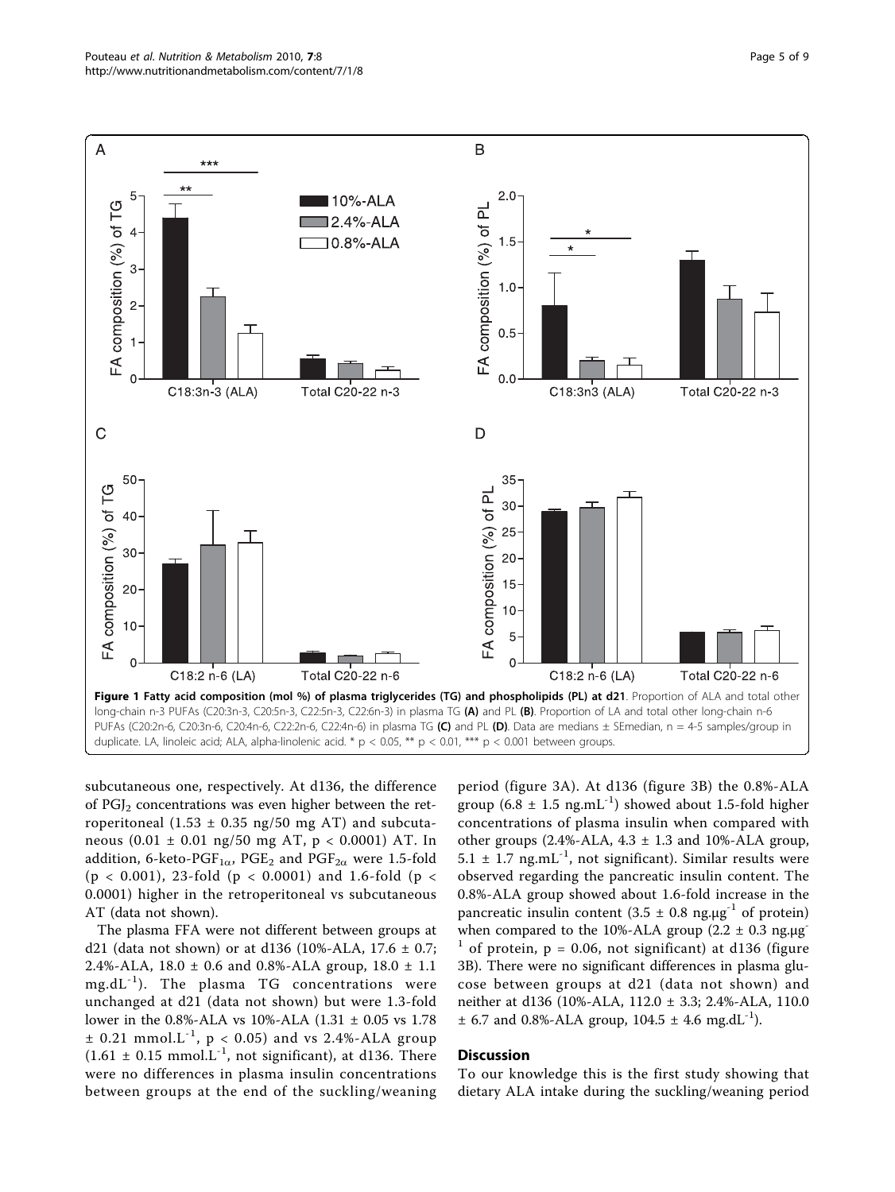**Figure 1 Fatty acid composition (mol %) of plasma triglycerides (TG) and phospholipids (PL) at d21**. Proportion of ALA and total other long-chain n-3 PUFAs (C20:3n-3, C20:5n-3, C22:5n-3, C22:6n-3) in plasma TG **(A)** and PL **(B)**. Proportion of LA and total other long-chain n-6 PUFAs (C20:2n-6, C20:3n-6, C20:4n-6, C22:2n-6, C22:4n-6) in plasma TG **(C)** and PL **(D)**. Data are medians ± SEmedian, n = 4-5 samples/group in duplicate. LA, linoleic acid; ALA, alpha-linolenic acid. * $p < 0.05$, ** $p < 0.01$, *** $p < 0.001$ between groups.

subcutaneous one, respectively. At d136, the difference of $PGJ_2$ concentrations was even higher between the retroperitoneal (1.53 ± 0.35 ng/50 mg AT) and subcutaneous (0.01 ± 0.01 ng/50 mg AT, $p < 0.0001$) AT. In addition, 6-keto-$PGF_{1\alpha}$, $PGE_2$ and $PGF_{2\alpha}$ were 1.5-fold ($p < 0.001$), 23-fold ($p < 0.0001$) and 1.6-fold ($p < 0.0001$) higher in the retroperitoneal vs subcutaneous AT (data not shown).

The plasma FFA were not different between groups at d21 (data not shown) or at d136 (10%-ALA, 17.6 ± 0.7; 2.4%-ALA, 18.0 ± 0.6 and 0.8%-ALA group, 18.0 ± 1.1 $mg.dL^{-1}$). The plasma TG concentrations were unchanged at d21 (data not shown) but were 1.3-fold lower in the 0.8%-ALA vs 10%-ALA (1.31 ± 0.05 vs 1.78 ± 0.21 $mmol.L^{-1}$, $p < 0.05$) and vs 2.4%-ALA group (1.61 ± 0.15 $mmol.L^{-1}$, not significant), at d136. There were no differences in plasma insulin concentrations between groups at the end of the suckling/weaning period (figure 3A). At d136 (figure 3B) the 0.8%-ALA group (6.8 ± 1.5 $ng.mL^{-1}$) showed about 1.5-fold higher concentrations of plasma insulin when compared with other groups (2.4%-ALA, 4.3 ± 1.3 and 10%-ALA group, 5.1 ± 1.7 $ng.mL^{-1}$, not significant). Similar results were observed regarding the pancreatic insulin content. The 0.8%-ALA group showed about 1.6-fold increase in the pancreatic insulin content (3.5 ± 0.8 $ng.\mu g^{-1}$ of protein) when compared to the 10%-ALA group (2.2 ± 0.3 $ng.\mu g^{-1}$ of protein, $p = 0.06$, not significant) at d136 (figure 3B). There were no significant differences in plasma glucose between groups at d21 (data not shown) and neither at d136 (10%-ALA, 112.0 ± 3.3; 2.4%-ALA, 110.0 ± 6.7 and 0.8%-ALA group, 104.5 ± 4.6 $mg.dL^{-1}$).

## Discussion

To our knowledge this is the first study showing that dietary ALA intake during the suckling/weaning period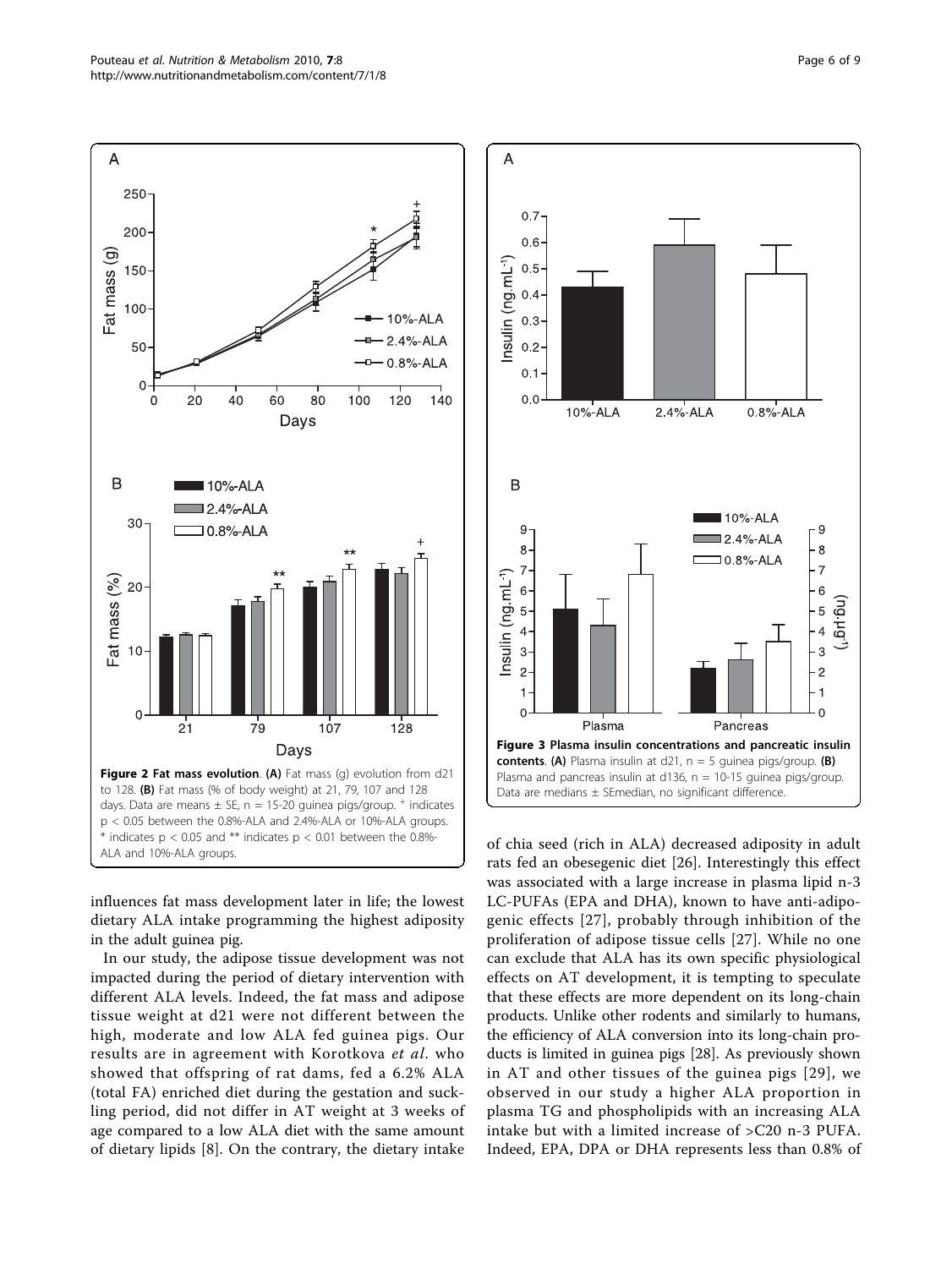**Figure 2 Fat mass evolution**. **(A)** Fat mass (g) evolution from d21 to 128. **(B)** Fat mass (% of body weight) at 21, 79, 107 and 128 days. Data are means ± SE, n = 15-20 guinea pigs/group. + indicates $p < 0.05$ between the 0.8%-ALA and 2.4%-ALA or 10%-ALA groups. * indicates $p < 0.05$ and ** indicates $p < 0.01$ between the 0.8%-ALA and 10%-ALA groups.

**Figure 3 Plasma insulin concentrations and pancreatic insulin contents**. **(A)** Plasma insulin at d21, n = 5 guinea pigs/group. **(B)** Plasma and pancreas insulin at d136, n = 10-15 guinea pigs/group. Data are medians ± SEmedian, no significant difference.

influences fat mass development later in life; the lowest dietary ALA intake programming the highest adiposity in the adult guinea pig.

In our study, the adipose tissue development was not impacted during the period of dietary intervention with different ALA levels. Indeed, the fat mass and adipose tissue weight at d21 were not different between the high, moderate and low ALA fed guinea pigs. Our results are in agreement with Korotkova *et al*. who showed that offspring of rat dams, fed a 6.2% ALA (total FA) enriched diet during the gestation and suckling period, did not differ in AT weight at 3 weeks of age compared to a low ALA diet with the same amount of dietary lipids [8]. On the contrary, the dietary intake of chia seed (rich in ALA) decreased adiposity in adult rats fed an obesegenic diet [26]. Interestingly this effect was associated with a large increase in plasma lipid n-3 LC-PUFAs (EPA and DHA), known to have anti-adipogenic effects [27], probably through inhibition of the proliferation of adipose tissue cells [27]. While no one can exclude that ALA has its own specific physiological effects on AT development, it is tempting to speculate that these effects are more dependent on its long-chain products. Unlike other rodents and similarly to humans, the efficiency of ALA conversion into its long-chain products is limited in guinea pigs [28]. As previously shown in AT and other tissues of the guinea pigs [29], we observed in our study a higher ALA proportion in plasma TG and phospholipids with an increasing ALA intake but with a limited increase of >C20 n-3 PUFA. Indeed, EPA, DPA or DHA represents less than 0.8% of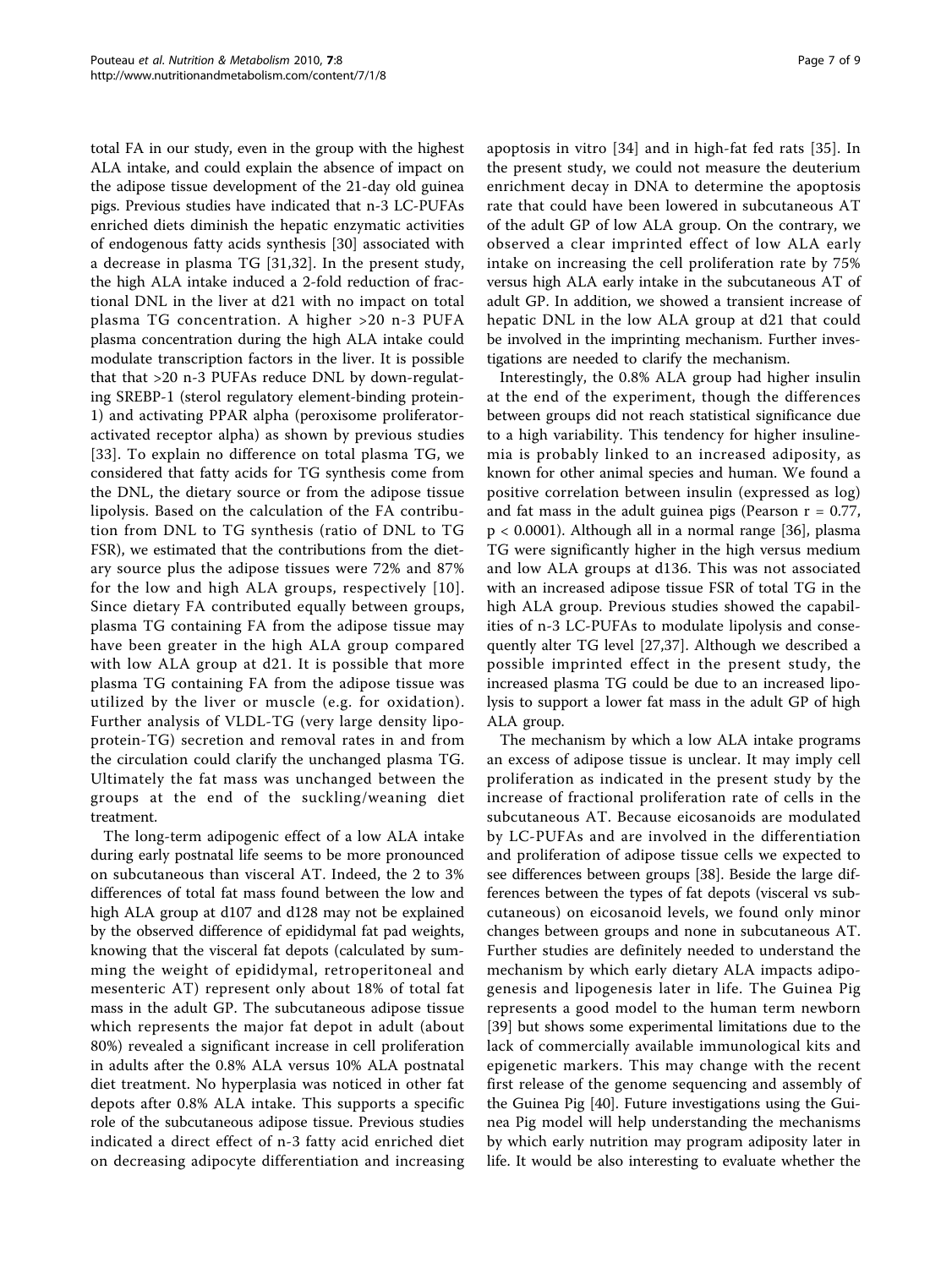total FA in our study, even in the group with the highest ALA intake, and could explain the absence of impact on the adipose tissue development of the 21-day old guinea pigs. Previous studies have indicated that n-3 LC-PUFAs enriched diets diminish the hepatic enzymatic activities of endogenous fatty acids synthesis [30] associated with a decrease in plasma TG [31,32]. In the present study, the high ALA intake induced a 2-fold reduction of fractional DNL in the liver at d21 with no impact on total plasma TG concentration. A higher >20 n-3 PUFA plasma concentration during the high ALA intake could modulate transcription factors in the liver. It is possible that that >20 n-3 PUFAs reduce DNL by down-regulating SREBP-1 (sterol regulatory element-binding protein-1) and activating PPAR alpha (peroxisome proliferator-activated receptor alpha) as shown by previous studies [33]. To explain no difference on total plasma TG, we considered that fatty acids for TG synthesis come from the DNL, the dietary source or from the adipose tissue lipolysis. Based on the calculation of the FA contribution from DNL to TG synthesis (ratio of DNL to TG FSR), we estimated that the contributions from the dietary source plus the adipose tissues were 72% and 87% for the low and high ALA groups, respectively [10]. Since dietary FA contributed equally between groups, plasma TG containing FA from the adipose tissue may have been greater in the high ALA group compared with low ALA group at d21. It is possible that more plasma TG containing FA from the adipose tissue was utilized by the liver or muscle (e.g. for oxidation). Further analysis of VLDL-TG (very large density lipoprotein-TG) secretion and removal rates in and from the circulation could clarify the unchanged plasma TG. Ultimately the fat mass was unchanged between the groups at the end of the suckling/weaning diet treatment.

The long-term adipogenic effect of a low ALA intake during early postnatal life seems to be more pronounced on subcutaneous than visceral AT. Indeed, the 2 to 3% differences of total fat mass found between the low and high ALA group at d107 and d128 may not be explained by the observed difference of epididymal fat pad weights, knowing that the visceral fat depots (calculated by summing the weight of epididymal, retroperitoneal and mesenteric AT) represent only about 18% of total fat mass in the adult GP. The subcutaneous adipose tissue which represents the major fat depot in adult (about 80%) revealed a significant increase in cell proliferation in adults after the 0.8% ALA versus 10% ALA postnatal diet treatment. No hyperplasia was noticed in other fat depots after 0.8% ALA intake. This supports a specific role of the subcutaneous adipose tissue. Previous studies indicated a direct effect of n-3 fatty acid enriched diet on decreasing adipocyte differentiation and increasing apoptosis in vitro [34] and in high-fat fed rats [35]. In the present study, we could not measure the deuterium enrichment decay in DNA to determine the apoptosis rate that could have been lowered in subcutaneous AT of the adult GP of low ALA group. On the contrary, we observed a clear imprinted effect of low ALA early intake on increasing the cell proliferation rate by 75% versus high ALA early intake in the subcutaneous AT of adult GP. In addition, we showed a transient increase of hepatic DNL in the low ALA group at d21 that could be involved in the imprinting mechanism. Further investigations are needed to clarify the mechanism.

Interestingly, the 0.8% ALA group had higher insulin at the end of the experiment, though the differences between groups did not reach statistical significance due to a high variability. This tendency for higher insulinemia is probably linked to an increased adiposity, as known for other animal species and human. We found a positive correlation between insulin (expressed as log) and fat mass in the adult guinea pigs (Pearson $r = 0.77$, $p < 0.0001$). Although all in a normal range [36], plasma TG were significantly higher in the high versus medium and low ALA groups at d136. This was not associated with an increased adipose tissue FSR of total TG in the high ALA group. Previous studies showed the capabilities of n-3 LC-PUFAs to modulate lipolysis and consequently alter TG level [27,37]. Although we described a possible imprinted effect in the present study, the increased plasma TG could be due to an increased lipolysis to support a lower fat mass in the adult GP of high ALA group.

The mechanism by which a low ALA intake programs an excess of adipose tissue is unclear. It may imply cell proliferation as indicated in the present study by the increase of fractional proliferation rate of cells in the subcutaneous AT. Because eicosanoids are modulated by LC-PUFAs and are involved in the differentiation and proliferation of adipose tissue cells we expected to see differences between groups [38]. Beside the large differences between the types of fat depots (visceral vs subcutaneous) on eicosanoid levels, we found only minor changes between groups and none in subcutaneous AT. Further studies are definitely needed to understand the mechanism by which early dietary ALA impacts adipogenesis and lipogenesis later in life. The Guinea Pig represents a good model to the human term newborn [39] but shows some experimental limitations due to the lack of commercially available immunological kits and epigenetic markers. This may change with the recent first release of the genome sequencing and assembly of the Guinea Pig [40]. Future investigations using the Guinea Pig model will help understanding the mechanisms by which early nutrition may program adiposity later in life. It would be also interesting to evaluate whether the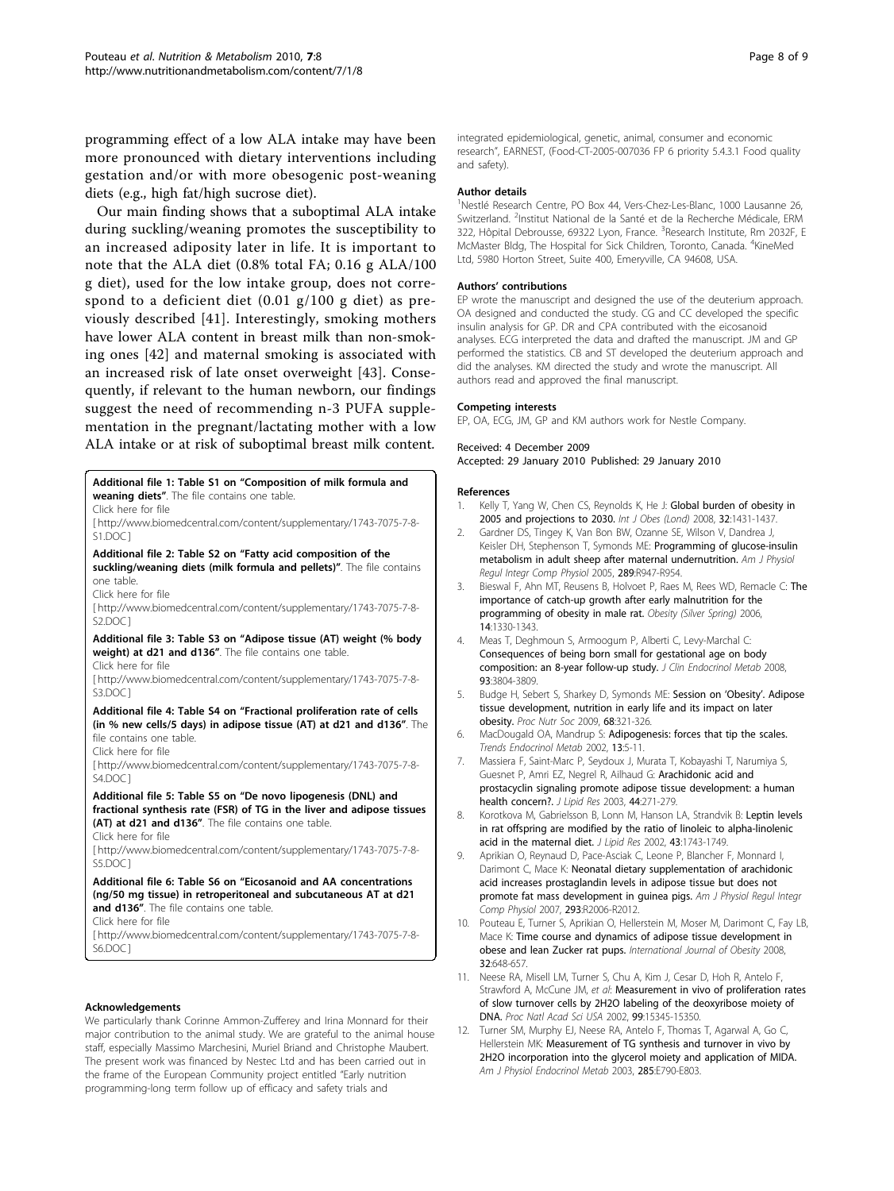programming effect of a low ALA intake may have been more pronounced with dietary interventions including gestation and/or with more obesogenic post-weaning diets (e.g., high fat/high sucrose diet).

Our main finding shows that a suboptimal ALA intake during suckling/weaning promotes the susceptibility to an increased adiposity later in life. It is important to note that the ALA diet (0.8% total FA; 0.16 g ALA/100 g diet), used for the low intake group, does not correspond to a deficient diet (0.01 g/100 g diet) as previously described [41]. Interestingly, smoking mothers have lower ALA content in breast milk than non-smoking ones [42] and maternal smoking is associated with an increased risk of late onset overweight [43]. Consequently, if relevant to the human newborn, our findings suggest the need of recommending n-3 PUFA supplementation in the pregnant/lactating mother with a low ALA intake or at risk of suboptimal breast milk content.

**Additional file 1: Table S1 on "Composition of milk formula and weaning diets"**. The file contains one table.
Click here for file
[ http://www.biomedcentral.com/content/supplementary/1743-7075-7-8-S1.DOC ]

**Additional file 2: Table S2 on "Fatty acid composition of the suckling/weaning diets (milk formula and pellets)"**. The file contains one table.
Click here for file
[ http://www.biomedcentral.com/content/supplementary/1743-7075-7-8-S2.DOC ]

**Additional file 3: Table S3 on "Adipose tissue (AT) weight (% body weight) at d21 and d136"**. The file contains one table.
Click here for file
[ http://www.biomedcentral.com/content/supplementary/1743-7075-7-8-S3.DOC ]

**Additional file 4: Table S4 on "Fractional proliferation rate of cells (in % new cells/5 days) in adipose tissue (AT) at d21 and d136"**. The file contains one table.
Click here for file
[ http://www.biomedcentral.com/content/supplementary/1743-7075-7-8-S4.DOC ]

**Additional file 5: Table S5 on "De novo lipogenesis (DNL) and fractional synthesis rate (FSR) of TG in the liver and adipose tissues (AT) at d21 and d136"**. The file contains one table.
Click here for file
[ http://www.biomedcentral.com/content/supplementary/1743-7075-7-8-S5.DOC ]

**Additional file 6: Table S6 on "Eicosanoid and AA concentrations (ng/50 mg tissue) in retroperitoneal and subcutaneous AT at d21 and d136"**. The file contains one table.
Click here for file
[ http://www.biomedcentral.com/content/supplementary/1743-7075-7-8-S6.DOC ]

#### Acknowledgements

We particularly thank Corinne Ammon-Zufferey and Irina Monnard for their major contribution to the animal study. We are grateful to the animal house staff, especially Massimo Marchesini, Muriel Briand and Christophe Maubert. The present work was financed by Nestec Ltd and has been carried out in the frame of the European Community project entitled "Early nutrition programming-long term follow up of efficacy and safety trials and integrated epidemiological, genetic, animal, consumer and economic research", EARNEST, (Food-CT-2005-007036 FP 6 priority 5.4.3.1 Food quality and safety).

#### Author details

[1]Nestlé Research Centre, PO Box 44, Vers-Chez-Les-Blanc, 1000 Lausanne 26, Switzerland. [2]Institut National de la Santé et de la Recherche Médicale, ERM 322, Hôpital Debrousse, 69322 Lyon, France. [3]Research Institute, Rm 2032F, E McMaster Bldg, The Hospital for Sick Children, Toronto, Canada. [4]KineMed Ltd, 5980 Horton Street, Suite 400, Emeryville, CA 94608, USA.

#### Authors' contributions

EP wrote the manuscript and designed the use of the deuterium approach. OA designed and conducted the study. CG and CC developed the specific insulin analysis for GP. DR and CPA contributed with the eicosanoid analyses. ECG interpreted the data and drafted the manuscript. JM and GP performed the statistics. CB and ST developed the deuterium approach and did the analyses. KM directed the study and wrote the manuscript. All authors read and approved the final manuscript.

#### Competing interests

EP, OA, ECG, JM, GP and KM authors work for Nestle Company.

Received: 4 December 2009
Accepted: 29 January 2010 Published: 29 January 2010

#### References

1. Kelly T, Yang W, Chen CS, Reynolds K, He J: **Global burden of obesity in 2005 and projections to 2030.** *Int J Obes (Lond)* 2008, **32**:1431-1437.
2. Gardner DS, Tingey K, Van Bon BW, Ozanne SE, Wilson V, Dandrea J, Keisler DH, Stephenson T, Symonds ME: **Programming of glucose-insulin metabolism in adult sheep after maternal undernutrition.** *Am J Physiol Regul Integr Comp Physiol* 2005, **289**:R947-R954.
3. Bieswal F, Ahn MT, Reusens B, Holvoet P, Raes M, Rees WD, Remacle C: **The importance of catch-up growth after early malnutrition for the programming of obesity in male rat.** *Obesity (Silver Spring)* 2006, **14**:1330-1343.
4. Meas T, Deghmoun S, Armoogum P, Alberti C, Levy-Marchal C: **Consequences of being born small for gestational age on body composition: an 8-year follow-up study.** *J Clin Endocrinol Metab* 2008, **93**:3804-3809.
5. Budge H, Sebert S, Sharkey D, Symonds ME: **Session on 'Obesity'. Adipose tissue development, nutrition in early life and its impact on later obesity.** *Proc Nutr Soc* 2009, **68**:321-326.
6. MacDougald OA, Mandrup S: **Adipogenesis: forces that tip the scales.** *Trends Endocrinol Metab* 2002, **13**:5-11.
7. Massiera F, Saint-Marc P, Seydoux J, Murata T, Kobayashi T, Narumiya S, Guesnet P, Amri EZ, Negrel R, Ailhaud G: **Arachidonic acid and prostacyclin signaling promote adipose tissue development: a human health concern?.** *J Lipid Res* 2003, **44**:271-279.
8. Korotkova M, Gabrielsson B, Lonn M, Hanson LA, Strandvik B: **Leptin levels in rat offspring are modified by the ratio of linoleic to alpha-linolenic acid in the maternal diet.** *J Lipid Res* 2002, **43**:1743-1749.
9. Aprikian O, Reynaud D, Pace-Asciak C, Leone P, Blancher F, Monnard I, Darimont C, Mace K: **Neonatal dietary supplementation of arachidonic acid increases prostaglandin levels in adipose tissue but does not promote fat mass development in guinea pigs.** *Am J Physiol Regul Integr Comp Physiol* 2007, **293**:R2006-R2012.
10. Pouteau E, Turner S, Aprikian O, Hellerstein M, Moser M, Darimont C, Fay LB, Mace K: **Time course and dynamics of adipose tissue development in obese and lean Zucker rat pups.** *International Journal of Obesity* 2008, **32**:648-657.
11. Neese RA, Misell LM, Turner S, Chu A, Kim J, Cesar D, Hoh R, Antelo F, Strawford A, McCune JM, *et al*: **Measurement in vivo of proliferation rates of slow turnover cells by 2H2O labeling of the deoxyribose moiety of DNA.** *Proc Natl Acad Sci USA* 2002, **99**:15345-15350.
12. Turner SM, Murphy EJ, Neese RA, Antelo F, Thomas T, Agarwal A, Go C, Hellerstein MK: **Measurement of TG synthesis and turnover in vivo by 2H2O incorporation into the glycerol moiety and application of MIDA.** *Am J Physiol Endocrinol Metab* 2003, **285**:E790-E803.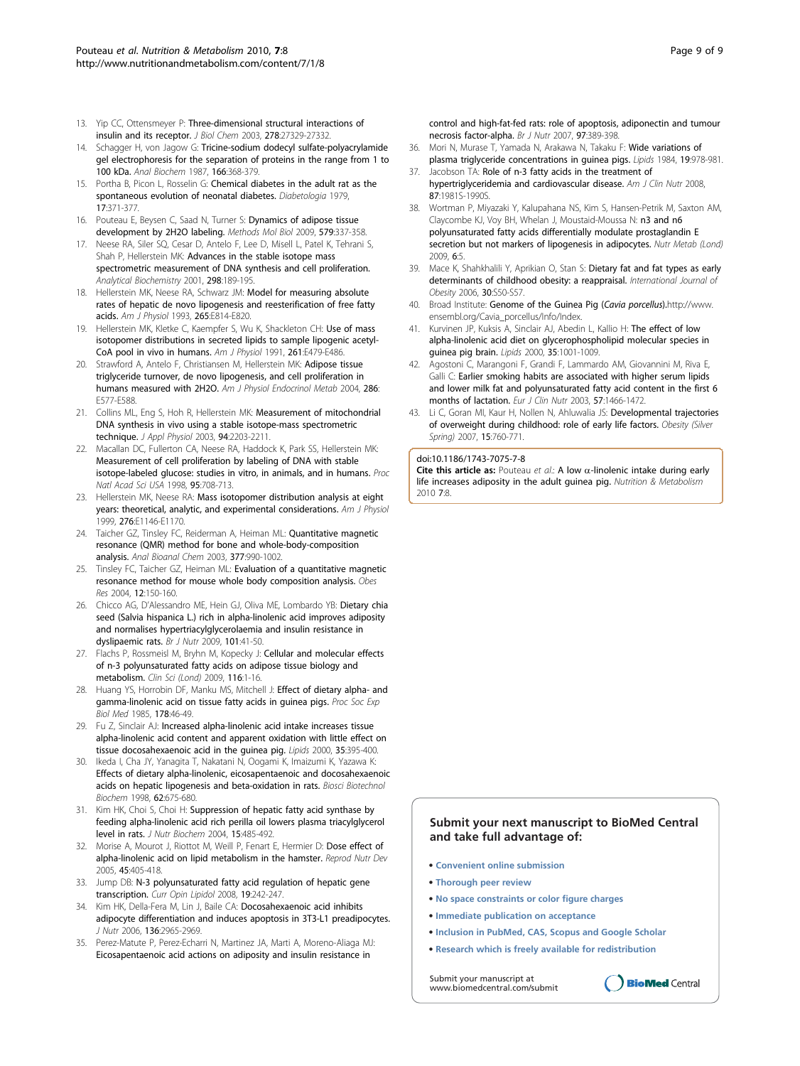13. Yip CC, Ottensmeyer P: **Three-dimensional structural interactions of insulin and its receptor.** *J Biol Chem* 2003, **278**:27329-27332.
14. Schagger H, von Jagow G: **Tricine-sodium dodecyl sulfate-polyacrylamide gel electrophoresis for the separation of proteins in the range from 1 to 100 kDa.** *Anal Biochem* 1987, **166**:368-379.
15. Portha B, Picon L, Rosselin G: **Chemical diabetes in the adult rat as the spontaneous evolution of neonatal diabetes.** *Diabetologia* 1979, **17**:371-377.
16. Pouteau E, Beysen C, Saad N, Turner S: **Dynamics of adipose tissue development by 2H2O labeling.** *Methods Mol Biol* 2009, **579**:337-358.
17. Neese RA, Siler SQ, Cesar D, Antelo F, Lee D, Misell L, Patel K, Tehrani S, Shah P, Hellerstein MK: **Advances in the stable isotope mass spectrometric measurement of DNA synthesis and cell proliferation.** *Analytical Biochemistry* 2001, **298**:189-195.
18. Hellerstein MK, Neese RA, Schwarz JM: **Model for measuring absolute rates of hepatic de novo lipogenesis and reesterification of free fatty acids.** *Am J Physiol* 1993, **265**:E814-E820.
19. Hellerstein MK, Kletke C, Kaempfer S, Wu K, Shackleton CH: **Use of mass isotopomer distributions in secreted lipids to sample lipogenic acetyl-CoA pool in vivo in humans.** *Am J Physiol* 1991, **261**:E479-E486.
20. Strawford A, Antelo F, Christiansen M, Hellerstein MK: **Adipose tissue triglyceride turnover, de novo lipogenesis, and cell proliferation in humans measured with 2H2O.** *Am J Physiol Endocrinol Metab* 2004, **286**:E577-E588.
21. Collins ML, Eng S, Hoh R, Hellerstein MK: **Measurement of mitochondrial DNA synthesis in vivo using a stable isotope-mass spectrometric technique.** *J Appl Physiol* 2003, **94**:2203-2211.
22. Macallan DC, Fullerton CA, Neese RA, Haddock K, Park SS, Hellerstein MK: **Measurement of cell proliferation by labeling of DNA with stable isotope-labeled glucose: studies in vitro, in animals, and in humans.** *Proc Natl Acad Sci USA* 1998, **95**:708-713.
23. Hellerstein MK, Neese RA: **Mass isotopomer distribution analysis at eight years: theoretical, analytic, and experimental considerations.** *Am J Physiol* 1999, **276**:E1146-E1170.
24. Taicher GZ, Tinsley FC, Reiderman A, Heiman ML: **Quantitative magnetic resonance (QMR) method for bone and whole-body-composition analysis.** *Anal Bioanal Chem* 2003, **377**:990-1002.
25. Tinsley FC, Taicher GZ, Heiman ML: **Evaluation of a quantitative magnetic resonance method for mouse whole body composition analysis.** *Obes Res* 2004, **12**:150-160.
26. Chicco AG, D'Alessandro ME, Hein GJ, Oliva ME, Lombardo YB: **Dietary chia seed (Salvia hispanica L.) rich in alpha-linolenic acid improves adiposity and normalises hypertriacylglycerolaemia and insulin resistance in dyslipaemic rats.** *Br J Nutr* 2009, **101**:41-50.
27. Flachs P, Rossmeisl M, Bryhn M, Kopecky J: **Cellular and molecular effects of n-3 polyunsaturated fatty acids on adipose tissue biology and metabolism.** *Clin Sci (Lond)* 2009, **116**:1-16.
28. Huang YS, Horrobin DF, Manku MS, Mitchell J: **Effect of dietary alpha- and gamma-linolenic acid on tissue fatty acids in guinea pigs.** *Proc Soc Exp Biol Med* 1985, **178**:46-49.
29. Fu Z, Sinclair AJ: **Increased alpha-linolenic acid intake increases tissue alpha-linolenic acid content and apparent oxidation with little effect on tissue docosahexaenoic acid in the guinea pig.** *Lipids* 2000, **35**:395-400.
30. Ikeda I, Cha JY, Yanagita T, Nakatani N, Oogami K, Imaizumi K, Yazawa K: **Effects of dietary alpha-linolenic, eicosapentaenoic and docosahexaenoic acids on hepatic lipogenesis and beta-oxidation in rats.** *Biosci Biotechnol Biochem* 1998, **62**:675-680.
31. Kim HK, Choi S, Choi H: **Suppression of hepatic fatty acid synthase by feeding alpha-linolenic acid rich perilla oil lowers plasma triacylglycerol level in rats.** *J Nutr Biochem* 2004, **15**:485-492.
32. Morise A, Mourot J, Riottot M, Weill P, Fenart E, Hermier D: **Dose effect of alpha-linolenic acid on lipid metabolism in the hamster.** *Reprod Nutr Dev* 2005, **45**:405-418.
33. Jump DB: **N-3 polyunsaturated fatty acid regulation of hepatic gene transcription.** *Curr Opin Lipidol* 2008, **19**:242-247.
34. Kim HK, Della-Fera M, Lin J, Baile CA: **Docosahexaenoic acid inhibits adipocyte differentiation and induces apoptosis in 3T3-L1 preadipocytes.** *J Nutr* 2006, **136**:2965-2969.
35. Perez-Matute P, Perez-Echarri N, Martinez JA, Marti A, Moreno-Aliaga MJ: **Eicosapentaenoic acid actions on adiposity and insulin resistance in control and high-fat-fed rats: role of apoptosis, adiponectin and tumour necrosis factor-alpha.** *Br J Nutr* 2007, **97**:389-398.
36. Mori N, Murase T, Yamada N, Arakawa N, Takaku F: **Wide variations of plasma triglyceride concentrations in guinea pigs.** *Lipids* 1984, **19**:978-981.
37. Jacobson TA: **Role of n-3 fatty acids in the treatment of hypertriglyceridemia and cardiovascular disease.** *Am J Clin Nutr* 2008, **87**:1981S-1990S.
38. Wortman P, Miyazaki Y, Kalupahana NS, Kim S, Hansen-Petrik M, Saxton AM, Claycombe KJ, Voy BH, Whelan J, Moustaid-Moussa N: **n3 and n6 polyunsaturated fatty acids differentially modulate prostaglandin E secretion but not markers of lipogenesis in adipocytes.** *Nutr Metab (Lond)* 2009, **6**:5.
39. Mace K, Shahkhalili Y, Aprikian O, Stan S: **Dietary fat and fat types as early determinants of childhood obesity: a reappraisal.** *International Journal of Obesity* 2006, **30**:S50-S57.
40. Broad Institute: **Genome of the Guinea Pig (*Cavia porcellus*).**http://www.ensembl.org/Cavia_porcellus/Info/Index.
41. Kurvinen JP, Kuksis A, Sinclair AJ, Abedin L, Kallio H: **The effect of low alpha-linolenic acid diet on glycerophospholipid molecular species in guinea pig brain.** *Lipids* 2000, **35**:1001-1009.
42. Agostoni C, Marangoni F, Grandi F, Lammardo AM, Giovannini M, Riva E, Galli C: **Earlier smoking habits are associated with higher serum lipids and lower milk fat and polyunsaturated fatty acid content in the first 6 months of lactation.** *Eur J Clin Nutr* 2003, **57**:1466-1472.
43. Li C, Goran MI, Kaur H, Nollen N, Ahluwalia JS: **Developmental trajectories of overweight during childhood: role of early life factors.** *Obesity (Silver Spring)* 2007, **15**:760-771.

doi:10.1186/1743-7075-7-8

**Cite this article as:** Pouteau *et al.*: A low α-linolenic intake during early life increases adiposity in the adult guinea pig. *Nutrition & Metabolism* 2010 **7**:8.

**Submit your next manuscript to BioMed Central and take full advantage of:**

- Convenient online submission
- Thorough peer review
- No space constraints or color figure charges
- Immediate publication on acceptance
- Inclusion in PubMed, CAS, Scopus and Google Scholar
- Research which is freely available for redistribution

Submit your manuscript at
www.biomedcentral.com/submit

BioMed Central